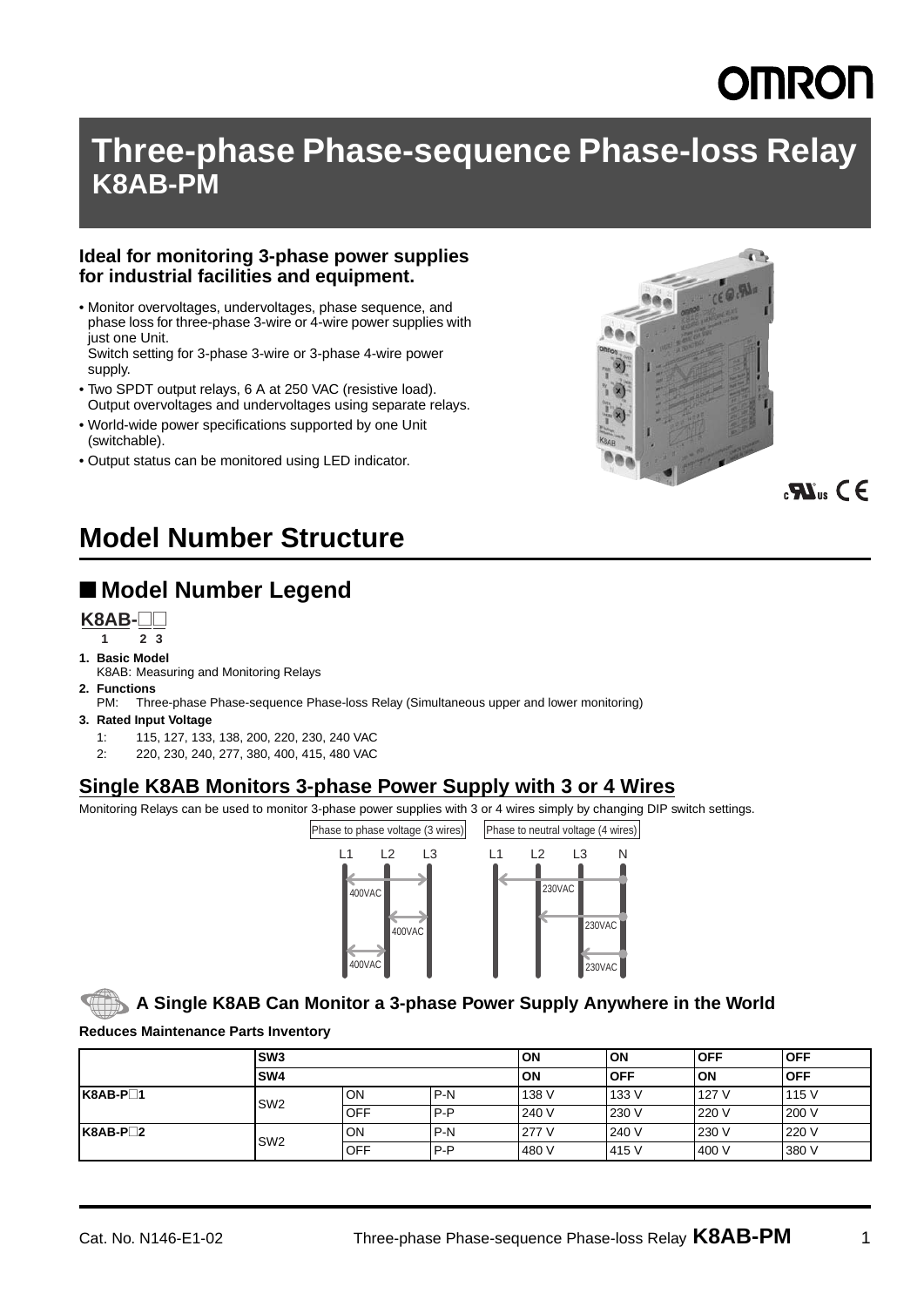# Three-phase Phase-sequence Phase-loss Relay
## K8AB-PM

**Ideal for monitoring 3-phase power supplies for industrial facilities and equipment.**

- Monitor overvoltages, undervoltages, phase sequence, and phase loss for three-phase 3-wire or 4-wire power supplies with just one Unit.
  Switch setting for 3-phase 3-wire or 3-phase 4-wire power supply.
- Two SPDT output relays, 6 A at 250 VAC (resistive load). Output overvoltages and undervoltages using separate relays.
- World-wide power specifications supported by one Unit (switchable).
- Output status can be monitored using LED indicator.

# Model Number Structure

## ■ Model Number Legend

**K8AB-□□**
1 2 3

1. **Basic Model**
   K8AB: Measuring and Monitoring Relays
2. **Functions**
   PM: Three-phase Phase-sequence Phase-loss Relay (Simultaneous upper and lower monitoring)
3. **Rated Input Voltage**
   1: 115, 127, 133, 138, 200, 220, 230, 240 VAC
   2: 220, 230, 240, 277, 380, 400, 415, 480 VAC

## Single K8AB Monitors 3-phase Power Supply with 3 or 4 Wires

Monitoring Relays can be used to monitor 3-phase power supplies with 3 or 4 wires simply by changing DIP switch settings.

Phase to phase voltage (3 wires): L1, L2, L3 — 400VAC, 400VAC, 400VAC

Phase to neutral voltage (4 wires): L1, L2, L3, N — 230VAC, 230VAC, 230VAC

### A Single K8AB Can Monitor a 3-phase Power Supply Anywhere in the World

**Reduces Maintenance Parts Inventory**

| | SW3 | | | ON | ON | OFF | OFF |
|---|---|---|---|---|---|---|---|
| | SW4 | | | ON | OFF | ON | OFF |
| K8AB-P□1 | SW2 | ON | P-N | 138 V | 133 V | 127 V | 115 V |
| | | OFF | P-P | 240 V | 230 V | 220 V | 200 V |
| K8AB-P□2 | SW2 | ON | P-N | 277 V | 240 V | 230 V | 220 V |
| | | OFF | P-P | 480 V | 415 V | 400 V | 380 V |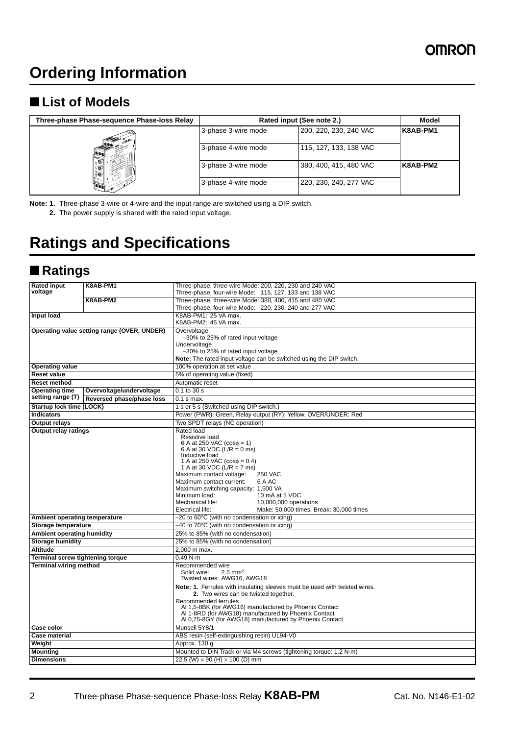# Ordering Information

## ■ List of Models

| Three-phase Phase-sequence Phase-loss Relay | Rated input (See note 2.) | | Model |
|---|---|---|---|
| | 3-phase 3-wire mode | 200, 220, 230, 240 VAC | K8AB-PM1 |
| | 3-phase 4-wire mode | 115, 127, 133, 138 VAC | |
| | 3-phase 3-wire mode | 380, 400, 415, 480 VAC | K8AB-PM2 |
| | 3-phase 4-wire mode | 220, 230, 240, 277 VAC | |

**Note: 1.** Three-phase 3-wire or 4-wire and the input range are switched using a DIP switch.

**2.** The power supply is shared with the rated input voltage.

# Ratings and Specifications

## ■ Ratings

| Item | | Specification |
|---|---|---|
| Rated input voltage | K8AB-PM1 | Three-phase, three-wire Mode: 200, 220, 230 and 240 VAC<br>Three-phase, four-wire Mode: 115, 127, 133 and 138 VAC |
| | K8AB-PM2 | Three-phase, three-wire Mode: 380, 400, 415 and 480 VAC<br>Three-phase, four-wire Mode: 220, 230, 240 and 277 VAC |
| Input load | | K8AB-PM1: 25 VA max.<br>K8AB-PM2: 45 VA max. |
| Operating value setting range (OVER, UNDER) | | Overvoltage<br>−30% to 25% of rated input voltage<br>Undervoltage<br>−30% to 25% of rated input voltage<br>**Note:** The rated input voltage can be switched using the DIP switch. |
| Operating value | | 100% operation at set value |
| Reset value | | 5% of operating value (fixed) |
| Reset method | | Automatic reset |
| Operating time setting range (T) | Overvoltage/undervoltage | 0.1 to 30 s |
| | Reversed phase/phase loss | 0.1 s max. |
| Startup lock time (LOCK) | | 1 s or 5 s (Switched using DIP switch.) |
| Indicators | | Power (PWR): Green, Relay output (RY): Yellow, OVER/UNDER: Red |
| Output relays | | Two SPDT relays (NC operation) |
| Output relay ratings | | Rated load<br>Resistive load<br>6 A at 250 VAC ($\cos\phi = 1$)<br>6 A at 30 VDC (L/R = 0 ms)<br>Inductive load<br>1 A at 250 VAC ($\cos\phi = 0.4$)<br>1 A at 30 VDC (L/R = 7 ms)<br>Maximum contact voltage: 250 VAC<br>Maximum contact current: 6 A AC<br>Maximum switching capacity: 1,500 VA<br>Minimum load: 10 mA at 5 VDC<br>Mechanical life: 10,000,000 operations<br>Electrical life: Make: 50,000 times, Break: 30,000 times |
| Ambient operating temperature | | −20 to 60°C (with no condensation or icing) |
| Storage temperature | | −40 to 70°C (with no condensation or icing) |
| Ambient operating humidity | | 25% to 85% (with no condensation) |
| Storage humidity | | 25% to 85% (with no condensation) |
| Altitude | | 2,000 m max. |
| Terminal screw tightening torque | | 0.49 N·m |
| Terminal wiring method | | Recommended wire<br>Solid wire: 2.5 $mm^2$<br>Twisted wires: AWG16, AWG18<br>**Note: 1.** Ferrules with insulating sleeves must be used with twisted wires.<br>**2.** Two wires can be twisted together.<br>Recommended ferrules<br>AI 1,5-8BK (for AWG16) manufactured by Phoenix Contact<br>AI 1-8RD (for AWG18) manufactured by Phoenix Contact<br>AI 0,75-8GY (for AWG18) manufactured by Phoenix Contact |
| Case color | | Munsell 5Y8/1 |
| Case material | | ABS resin (self-extinguishing resin) UL94-V0 |
| Weight | | Approx. 130 g |
| Mounting | | Mounted to DIN Track or via M4 screws (tightening torque: 1.2 N·m) |
| Dimensions | | 22.5 (W) × 90 (H) × 100 (D) mm |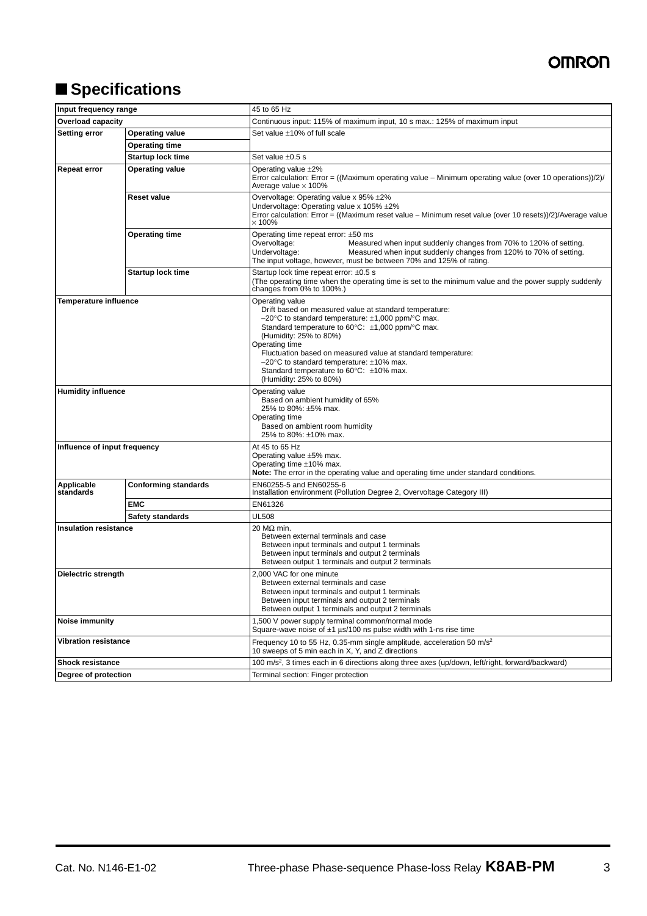## ■ Specifications

| | | |
|---|---|---|
| **Input frequency range** | | 45 to 65 Hz |
| **Overload capacity** | | Continuous input: 115% of maximum input, 10 s max.: 125% of maximum input |
| **Setting error** | **Operating value** | Set value ±10% of full scale |
| | **Operating time** | |
| | **Startup lock time** | Set value ±0.5 s |
| **Repeat error** | **Operating value** | Operating value ±2%<br>Error calculation: Error = ((Maximum operating value − Minimum operating value (over 10 operations))/2)/Average value × 100% |
| | **Reset value** | Overvoltage: Operating value x 95% ±2%<br>Undervoltage: Operating value x 105% ±2%<br>Error calculation: Error = ((Maximum reset value − Minimum reset value (over 10 resets))/2)/Average value × 100% |
| | **Operating time** | Operating time repeat error: ±50 ms<br>Overvoltage: Measured when input suddenly changes from 70% to 120% of setting.<br>Undervoltage: Measured when input suddenly changes from 120% to 70% of setting.<br>The input voltage, however, must be between 70% and 125% of rating. |
| | **Startup lock time** | Startup lock time repeat error: ±0.5 s<br>(The operating time when the operating time is set to the minimum value and the power supply suddenly changes from 0% to 100%.) |
| **Temperature influence** | | Operating value<br>Drift based on measured value at standard temperature:<br>−20°C to standard temperature: ±1,000 ppm/°C max.<br>Standard temperature to 60°C: ±1,000 ppm/°C max.<br>(Humidity: 25% to 80%)<br>Operating time<br>Fluctuation based on measured value at standard temperature:<br>−20°C to standard temperature: ±10% max.<br>Standard temperature to 60°C: ±10% max.<br>(Humidity: 25% to 80%) |
| **Humidity influence** | | Operating value<br>Based on ambient humidity of 65%<br>25% to 80%: ±5% max.<br>Operating time<br>Based on ambient room humidity<br>25% to 80%: ±10% max. |
| **Influence of input frequency** | | At 45 to 65 Hz<br>Operating value ±5% max.<br>Operating time ±10% max.<br>**Note:** The error in the operating value and operating time under standard conditions. |
| **Applicable standards** | **Conforming standards** | EN60255-5 and EN60255-6<br>Installation environment (Pollution Degree 2, Overvoltage Category III) |
| | **EMC** | EN61326 |
| | **Safety standards** | UL508 |
| **Insulation resistance** | | 20 MΩ min.<br>Between external terminals and case<br>Between input terminals and output 1 terminals<br>Between input terminals and output 2 terminals<br>Between output 1 terminals and output 2 terminals |
| **Dielectric strength** | | 2,000 VAC for one minute<br>Between external terminals and case<br>Between input terminals and output 1 terminals<br>Between input terminals and output 2 terminals<br>Between output 1 terminals and output 2 terminals |
| **Noise immunity** | | 1,500 V power supply terminal common/normal mode<br>Square-wave noise of ±1 μs/100 ns pulse width with 1-ns rise time |
| **Vibration resistance** | | Frequency 10 to 55 Hz, 0.35-mm single amplitude, acceleration 50 $m/s^2$<br>10 sweeps of 5 min each in X, Y, and Z directions |
| **Shock resistance** | | 100 $m/s^2$, 3 times each in 6 directions along three axes (up/down, left/right, forward/backward) |
| **Degree of protection** | | Terminal section: Finger protection |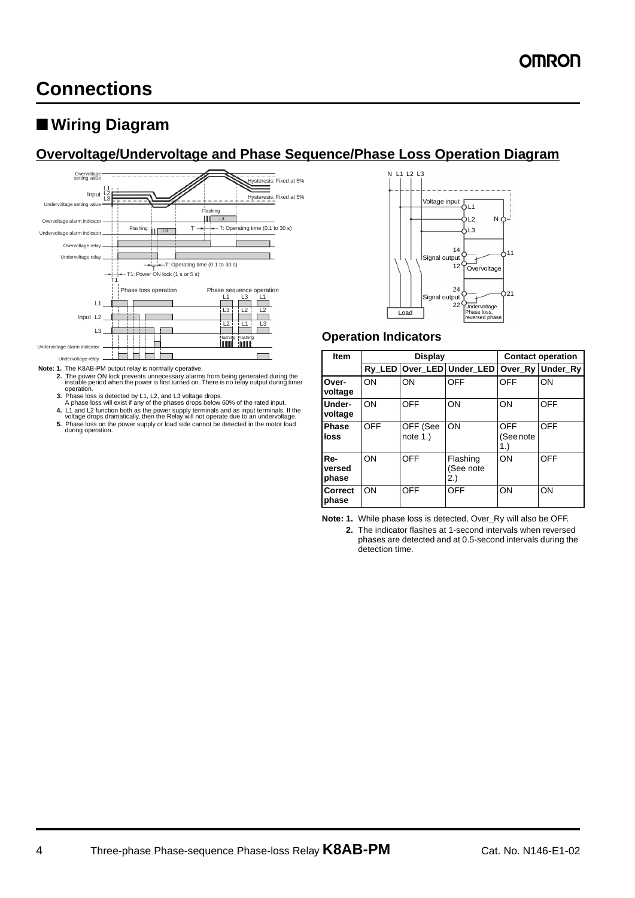# Connections

## ■ Wiring Diagram

### Overvoltage/Undervoltage and Phase Sequence/Phase Loss Operation Diagram

**Note: 1.** The K8AB-PM output relay is normally operative.

**2.** The power ON lock prevents unnecessary alarms from being generated during the instable period when the power is first turned on. There is no relay output during timer operation.

**3.** Phase loss is detected by L1, L2, and L3 voltage drops.
A phase loss will exist if any of the phases drops below 60% of the rated input.

**4.** L1 and L2 function both as the power supply terminals and as input terminals. If the voltage drops dramatically, then the Relay will not operate due to an undervoltage.

**5.** Phase loss on the power supply or load side cannot be detected in the motor load during operation.

### Operation Indicators

| Item | Display | | | Contact operation | |
|---|---|---|---|---|---|
| | Ry_LED | Over_LED | Under_LED | Over_Ry | Under_Ry |
| Over-voltage | ON | ON | OFF | OFF | ON |
| Under-voltage | ON | OFF | ON | ON | OFF |
| Phase loss | OFF | OFF (See note 1.) | ON | OFF (See note 1.) | OFF |
| Re-versed phase | ON | OFF | Flashing (See note 2.) | ON | OFF |
| Correct phase | ON | OFF | OFF | ON | ON |

**Note: 1.** While phase loss is detected, Over_Ry will also be OFF.

**2.** The indicator flashes at 1-second intervals when reversed phases are detected and at 0.5-second intervals during the detection time.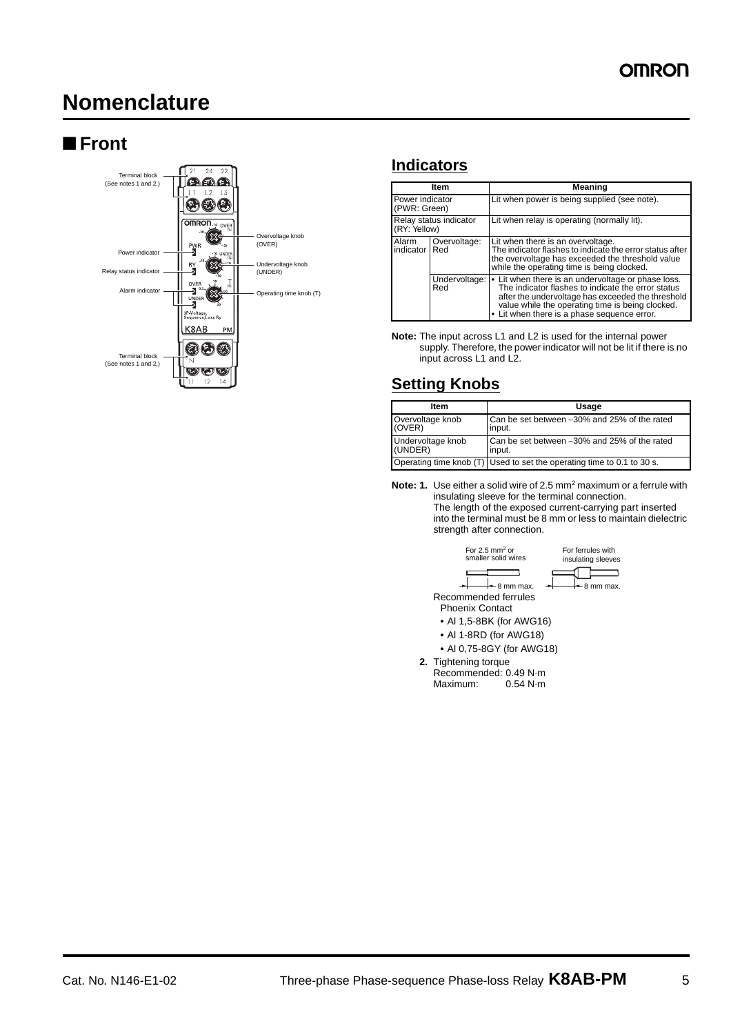# Nomenclature

## ■ Front

Terminal block (See notes 1 and 2.)

Power indicator

Relay status indicator

Alarm indicator

Terminal block (See notes 1 and 2.)

Overvoltage knob (OVER)

Undervoltage knob (UNDER)

Operating time knob (T)

### Indicators

| Item | | Meaning |
|---|---|---|
| Power indicator (PWR: Green) | | Lit when power is being supplied (see note). |
| Relay status indicator (RY: Yellow) | | Lit when relay is operating (normally lit). |
| Alarm indicator | Overvoltage: Red | Lit when there is an overvoltage. The indicator flashes to indicate the error status after the overvoltage has exceeded the threshold value while the operating time is being clocked. |
| | Undervoltage: Red | • Lit when there is an undervoltage or phase loss. The indicator flashes to indicate the error status after the undervoltage has exceeded the threshold value while the operating time is being clocked. • Lit when there is a phase sequence error. |

**Note:** The input across L1 and L2 is used for the internal power supply. Therefore, the power indicator will not be lit if there is no input across L1 and L2.

### Setting Knobs

| Item | Usage |
|---|---|
| Overvoltage knob (OVER) | Can be set between −30% and 25% of the rated input. |
| Undervoltage knob (UNDER) | Can be set between −30% and 25% of the rated input. |
| Operating time knob (T) | Used to set the operating time to 0.1 to 30 s. |

**Note: 1.** Use either a solid wire of 2.5 mm$^2$ maximum or a ferrule with insulating sleeve for the terminal connection.
The length of the exposed current-carrying part inserted into the terminal must be 8 mm or less to maintain dielectric strength after connection.

For 2.5 mm$^2$ or smaller solid wires — 8 mm max.

For ferrules with insulating sleeves — 8 mm max.

Recommended ferrules
Phoenix Contact
- AI 1,5-8BK (for AWG16)
- AI 1-8RD (for AWG18)
- AI 0,75-8GY (for AWG18)

**2.** Tightening torque
Recommended: 0.49 N·m
Maximum: 0.54 N·m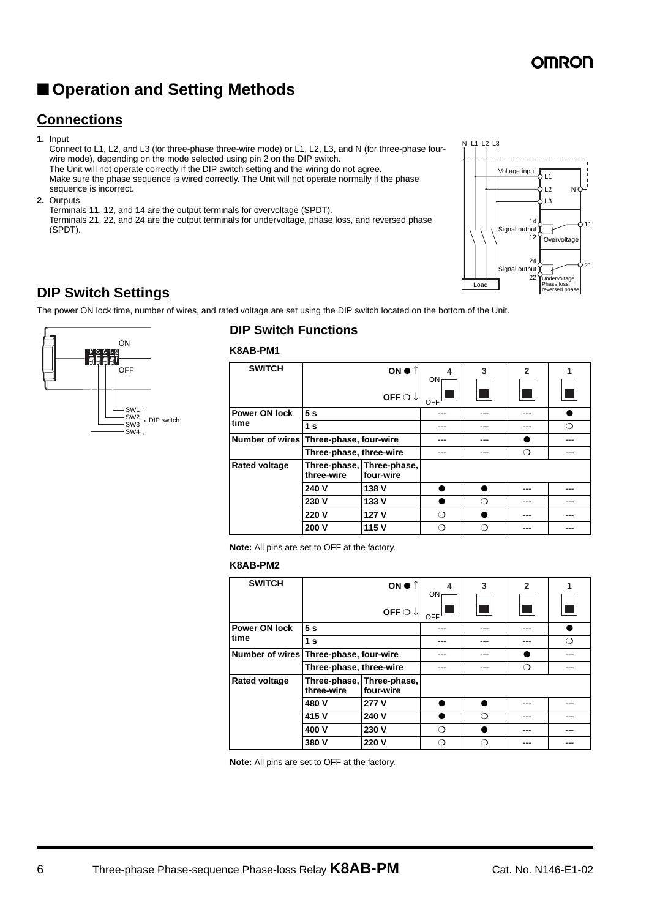# ■ Operation and Setting Methods

## Connections

1. Input
   Connect to L1, L2, and L3 (for three-phase three-wire mode) or L1, L2, L3, and N (for three-phase four-wire mode), depending on the mode selected using pin 2 on the DIP switch.
   The Unit will not operate correctly if the DIP switch setting and the wiring do not agree.
   Make sure the phase sequence is wired correctly. The Unit will not operate normally if the phase sequence is incorrect.
2. Outputs
   Terminals 11, 12, and 14 are the output terminals for overvoltage (SPDT).
   Terminals 21, 22, and 24 are the output terminals for undervoltage, phase loss, and reversed phase (SPDT).

N L1 L2 L3

Voltage input L1 L2 N L3

14 Signal output 12 11 Overvoltage

24 Signal output 22 21 Undervoltage Phase loss, reversed phase

Load

## DIP Switch Settings

The power ON lock time, number of wires, and rated voltage are set using the DIP switch located on the bottom of the Unit.

ON
OFF
SW1
SW2
SW3
SW4
DIP switch

### DIP Switch Functions

#### K8AB-PM1

| SWITCH | ON ● ↑ / OFF ❍ ↓ | | 4 | 3 | 2 | 1 |
|---|---|---|---|---|---|---|
| Power ON lock time | 5 s | | --- | --- | --- | ● |
| | 1 s | | --- | --- | --- | ❍ |
| Number of wires | Three-phase, four-wire | | --- | --- | ● | --- |
| | Three-phase, three-wire | | --- | --- | ❍ | --- |
| Rated voltage | Three-phase, three-wire | Three-phase, four-wire | | | | |
| | 240 V | 138 V | ● | ● | --- | --- |
| | 230 V | 133 V | ● | ❍ | --- | --- |
| | 220 V | 127 V | ❍ | ● | --- | --- |
| | 200 V | 115 V | ❍ | ❍ | --- | --- |

**Note:** All pins are set to OFF at the factory.

#### K8AB-PM2

| SWITCH | ON ● ↑ / OFF ❍ ↓ | | 4 | 3 | 2 | 1 |
|---|---|---|---|---|---|---|
| Power ON lock time | 5 s | | --- | --- | --- | ● |
| | 1 s | | --- | --- | --- | ❍ |
| Number of wires | Three-phase, four-wire | | --- | --- | ● | --- |
| | Three-phase, three-wire | | --- | --- | ❍ | --- |
| Rated voltage | Three-phase, three-wire | Three-phase, four-wire | | | | |
| | 480 V | 277 V | ● | ● | --- | --- |
| | 415 V | 240 V | ● | ❍ | --- | --- |
| | 400 V | 230 V | ❍ | ● | --- | --- |
| | 380 V | 220 V | ❍ | ❍ | --- | --- |

**Note:** All pins are set to OFF at the factory.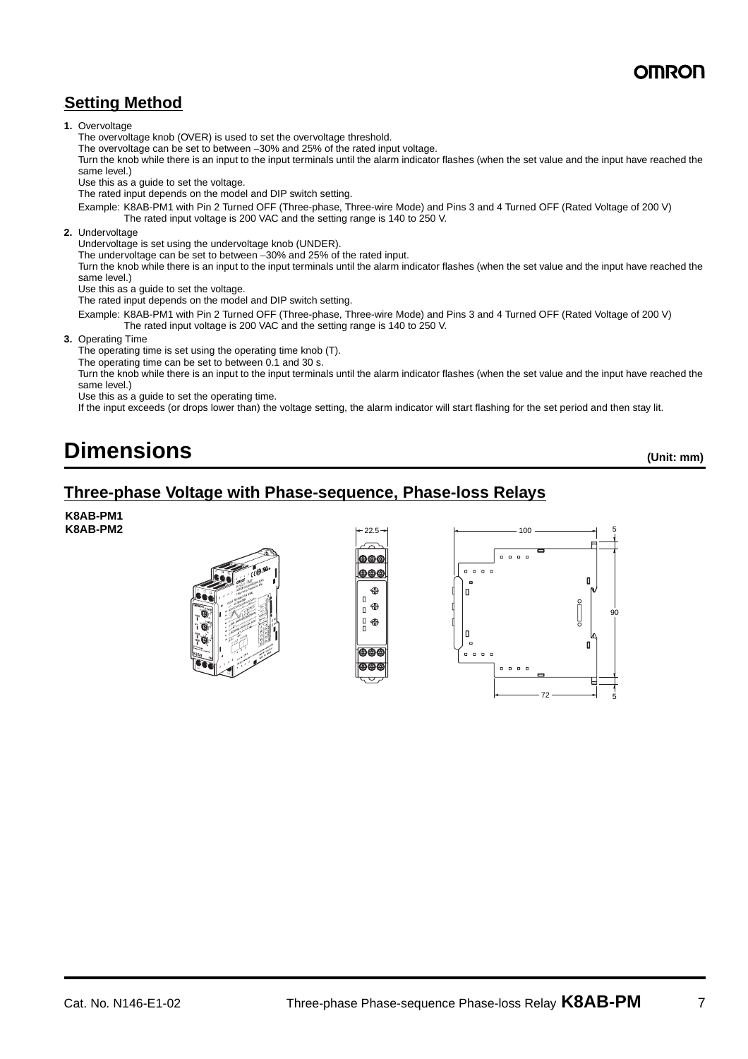## Setting Method

**1.** Overvoltage
The overvoltage knob (OVER) is used to set the overvoltage threshold.
The overvoltage can be set to between −30% and 25% of the rated input voltage.
Turn the knob while there is an input to the input terminals until the alarm indicator flashes (when the set value and the input have reached the same level.)
Use this as a guide to set the voltage.
The rated input depends on the model and DIP switch setting.
Example: K8AB-PM1 with Pin 2 Turned OFF (Three-phase, Three-wire Mode) and Pins 3 and 4 Turned OFF (Rated Voltage of 200 V)
The rated input voltage is 200 VAC and the setting range is 140 to 250 V.

**2.** Undervoltage
Undervoltage is set using the undervoltage knob (UNDER).
The undervoltage can be set to between −30% and 25% of the rated input.
Turn the knob while there is an input to the input terminals until the alarm indicator flashes (when the set value and the input have reached the same level.)
Use this as a guide to set the voltage.
The rated input depends on the model and DIP switch setting.
Example: K8AB-PM1 with Pin 2 Turned OFF (Three-phase, Three-wire Mode) and Pins 3 and 4 Turned OFF (Rated Voltage of 200 V)
The rated input voltage is 200 VAC and the setting range is 140 to 250 V.

**3.** Operating Time
The operating time is set using the operating time knob (T).
The operating time can be set to between 0.1 and 30 s.
Turn the knob while there is an input to the input terminals until the alarm indicator flashes (when the set value and the input have reached the same level.)
Use this as a guide to set the operating time.
If the input exceeds (or drops lower than) the voltage setting, the alarm indicator will start flashing for the set period and then stay lit.

# Dimensions

**(Unit: mm)**

## Three-phase Voltage with Phase-sequence, Phase-loss Relays

**K8AB-PM1**
**K8AB-PM2**

22.5

100

5

90

72

5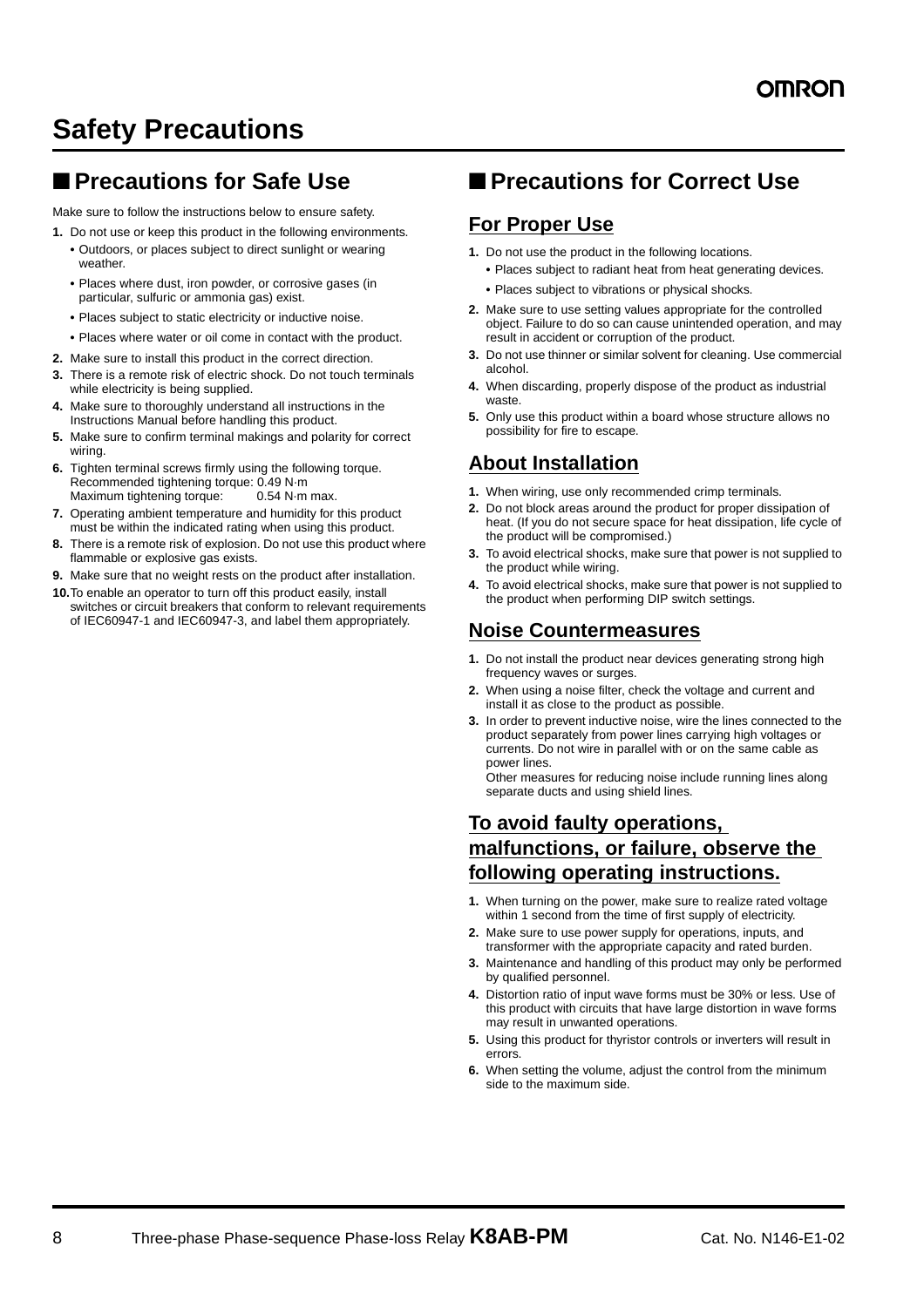# Safety Precautions

## ■ Precautions for Safe Use

Make sure to follow the instructions below to ensure safety.

1. Do not use or keep this product in the following environments.
   - Outdoors, or places subject to direct sunlight or wearing weather.
   - Places where dust, iron powder, or corrosive gases (in particular, sulfuric or ammonia gas) exist.
   - Places subject to static electricity or inductive noise.
   - Places where water or oil come in contact with the product.
2. Make sure to install this product in the correct direction.
3. There is a remote risk of electric shock. Do not touch terminals while electricity is being supplied.
4. Make sure to thoroughly understand all instructions in the Instructions Manual before handling this product.
5. Make sure to confirm terminal makings and polarity for correct wiring.
6. Tighten terminal screws firmly using the following torque.
   Recommended tightening torque: 0.49 N·m
   Maximum tightening torque: 0.54 N·m max.
7. Operating ambient temperature and humidity for this product must be within the indicated rating when using this product.
8. There is a remote risk of explosion. Do not use this product where flammable or explosive gas exists.
9. Make sure that no weight rests on the product after installation.
10. To enable an operator to turn off this product easily, install switches or circuit breakers that conform to relevant requirements of IEC60947-1 and IEC60947-3, and label them appropriately.

## ■ Precautions for Correct Use

### For Proper Use

1. Do not use the product in the following locations.
   - Places subject to radiant heat from heat generating devices.
   - Places subject to vibrations or physical shocks.
2. Make sure to use setting values appropriate for the controlled object. Failure to do so can cause unintended operation, and may result in accident or corruption of the product.
3. Do not use thinner or similar solvent for cleaning. Use commercial alcohol.
4. When discarding, properly dispose of the product as industrial waste.
5. Only use this product within a board whose structure allows no possibility for fire to escape.

### About Installation

1. When wiring, use only recommended crimp terminals.
2. Do not block areas around the product for proper dissipation of heat. (If you do not secure space for heat dissipation, life cycle of the product will be compromised.)
3. To avoid electrical shocks, make sure that power is not supplied to the product while wiring.
4. To avoid electrical shocks, make sure that power is not supplied to the product when performing DIP switch settings.

### Noise Countermeasures

1. Do not install the product near devices generating strong high frequency waves or surges.
2. When using a noise filter, check the voltage and current and install it as close to the product as possible.
3. In order to prevent inductive noise, wire the lines connected to the product separately from power lines carrying high voltages or currents. Do not wire in parallel with or on the same cable as power lines.
   Other measures for reducing noise include running lines along separate ducts and using shield lines.

### To avoid faulty operations, malfunctions, or failure, observe the following operating instructions.

1. When turning on the power, make sure to realize rated voltage within 1 second from the time of first supply of electricity.
2. Make sure to use power supply for operations, inputs, and transformer with the appropriate capacity and rated burden.
3. Maintenance and handling of this product may only be performed by qualified personnel.
4. Distortion ratio of input wave forms must be 30% or less. Use of this product with circuits that have large distortion in wave forms may result in unwanted operations.
5. Using this product for thyristor controls or inverters will result in errors.
6. When setting the volume, adjust the control from the minimum side to the maximum side.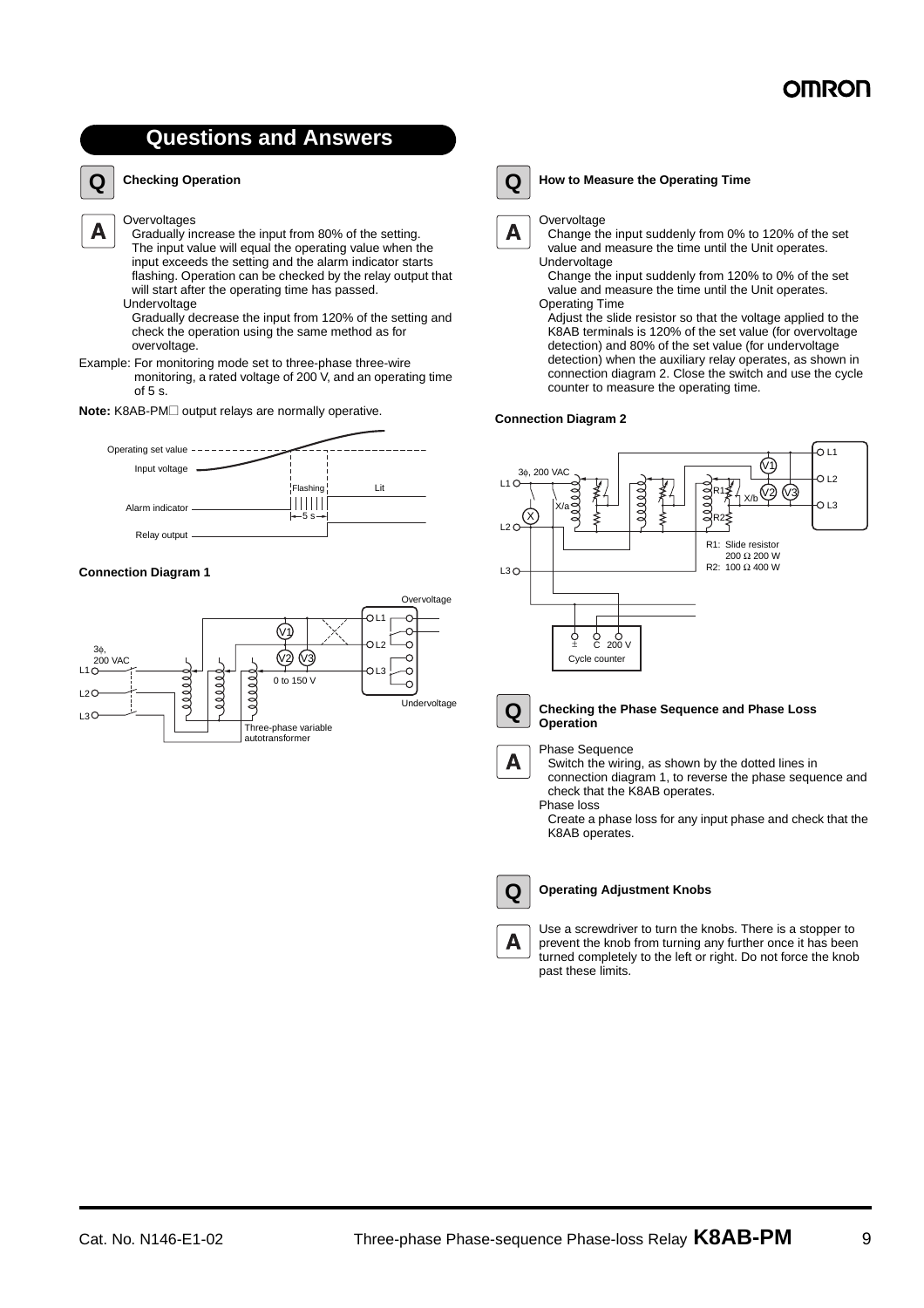## Questions and Answers

**Q** **Checking Operation**

**A** Overvoltages

Gradually increase the input from 80% of the setting. The input value will equal the operating value when the input exceeds the setting and the alarm indicator starts flashing. Operation can be checked by the relay output that will start after the operating time has passed.

Undervoltage

Gradually decrease the input from 120% of the setting and check the operation using the same method as for overvoltage.

Example: For monitoring mode set to three-phase three-wire monitoring, a rated voltage of 200 V, and an operating time of 5 s.

**Note:** K8AB-PM☐ output relays are normally operative.

Operating set value
Input voltage
Alarm indicator — Flashing — Lit
5 s
Relay output

#### Connection Diagram 1

3φ, 200 VAC
L1, L2, L3
V1, V2, V3
0 to 150 V
Three-phase variable autotransformer
Overvoltage
Undervoltage

**Q** **How to Measure the Operating Time**

**A** Overvoltage

Change the input suddenly from 0% to 120% of the set value and measure the time until the Unit operates.

Undervoltage

Change the input suddenly from 120% to 0% of the set value and measure the time until the Unit operates.

Operating Time

Adjust the slide resistor so that the voltage applied to the K8AB terminals is 120% of the set value (for overvoltage detection) and 80% of the set value (for undervoltage detection) when the auxiliary relay operates, as shown in connection diagram 2. Close the switch and use the cycle counter to measure the operating time.

#### Connection Diagram 2

3φ, 200 VAC
L1, L2, L3
X, X/a, X/b
V1, V2, V3
R1: Slide resistor 200 Ω 200 W
R2: 100 Ω 400 W
±, C, 200 V
Cycle counter

**Q** **Checking the Phase Sequence and Phase Loss Operation**

**A** Phase Sequence

Switch the wiring, as shown by the dotted lines in connection diagram 1, to reverse the phase sequence and check that the K8AB operates.

Phase loss

Create a phase loss for any input phase and check that the K8AB operates.

**Q** **Operating Adjustment Knobs**

**A** Use a screwdriver to turn the knobs. There is a stopper to prevent the knob from turning any further once it has been turned completely to the left or right. Do not force the knob past these limits.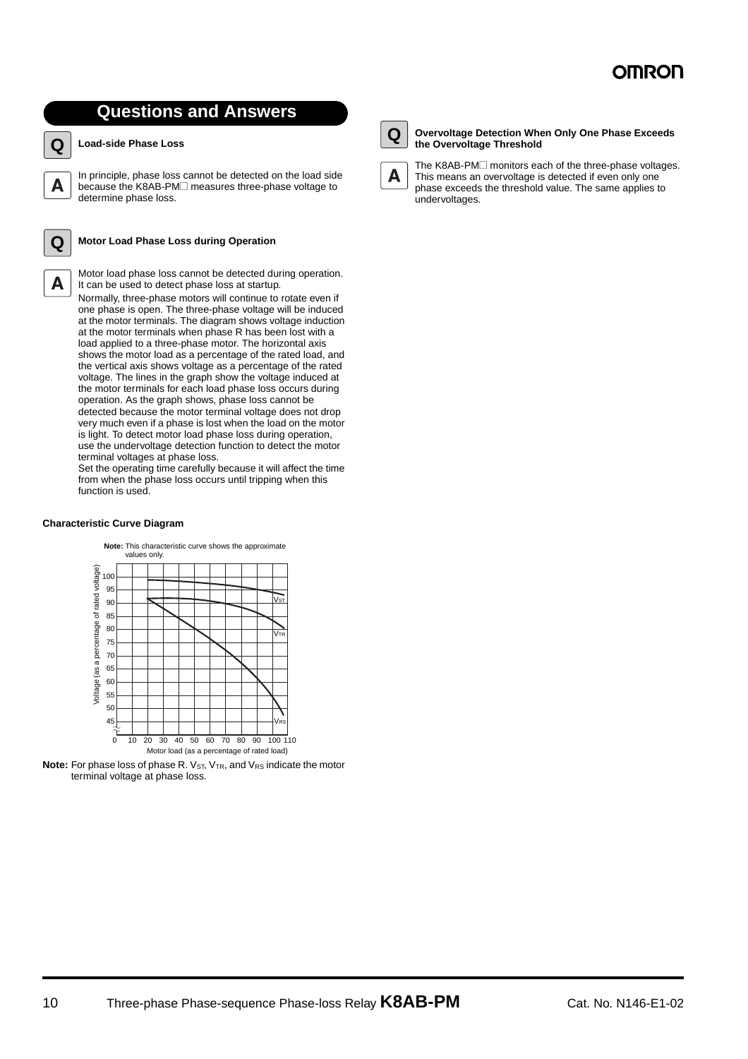## Questions and Answers

**Q** **Load-side Phase Loss**

**A** In principle, phase loss cannot be detected on the load side because the K8AB-PM□ measures three-phase voltage to determine phase loss.

**Q** **Motor Load Phase Loss during Operation**

**A** Motor load phase loss cannot be detected during operation. It can be used to detect phase loss at startup.

Normally, three-phase motors will continue to rotate even if one phase is open. The three-phase voltage will be induced at the motor terminals. The diagram shows voltage induction at the motor terminals when phase R has been lost with a load applied to a three-phase motor. The horizontal axis shows the motor load as a percentage of the rated load, and the vertical axis shows voltage as a percentage of the rated voltage. The lines in the graph show the voltage induced at the motor terminals for each load phase loss occurs during operation. As the graph shows, phase loss cannot be detected because the motor terminal voltage does not drop very much even if a phase is lost when the load on the motor is light. To detect motor load phase loss during operation, use the undervoltage detection function to detect the motor terminal voltages at phase loss.

Set the operating time carefully because it will affect the time from when the phase loss occurs until tripping when this function is used.

**Characteristic Curve Diagram**

**Note:** This characteristic curve shows the approximate values only.

Vertical axis: Voltage (as a percentage of rated voltage) — 45 to 100
Horizontal axis: Motor load (as a percentage of rated load) — 0 to 110
Curves: $V_{ST}$, $V_{TR}$, $V_{RS}$

**Note:** For phase loss of phase R. $V_{ST}$, $V_{TR}$, and $V_{RS}$ indicate the motor terminal voltage at phase loss.

**Q** **Overvoltage Detection When Only One Phase Exceeds the Overvoltage Threshold**

**A** The K8AB-PM□ monitors each of the three-phase voltages. This means an overvoltage is detected if even only one phase exceeds the threshold value. The same applies to undervoltages.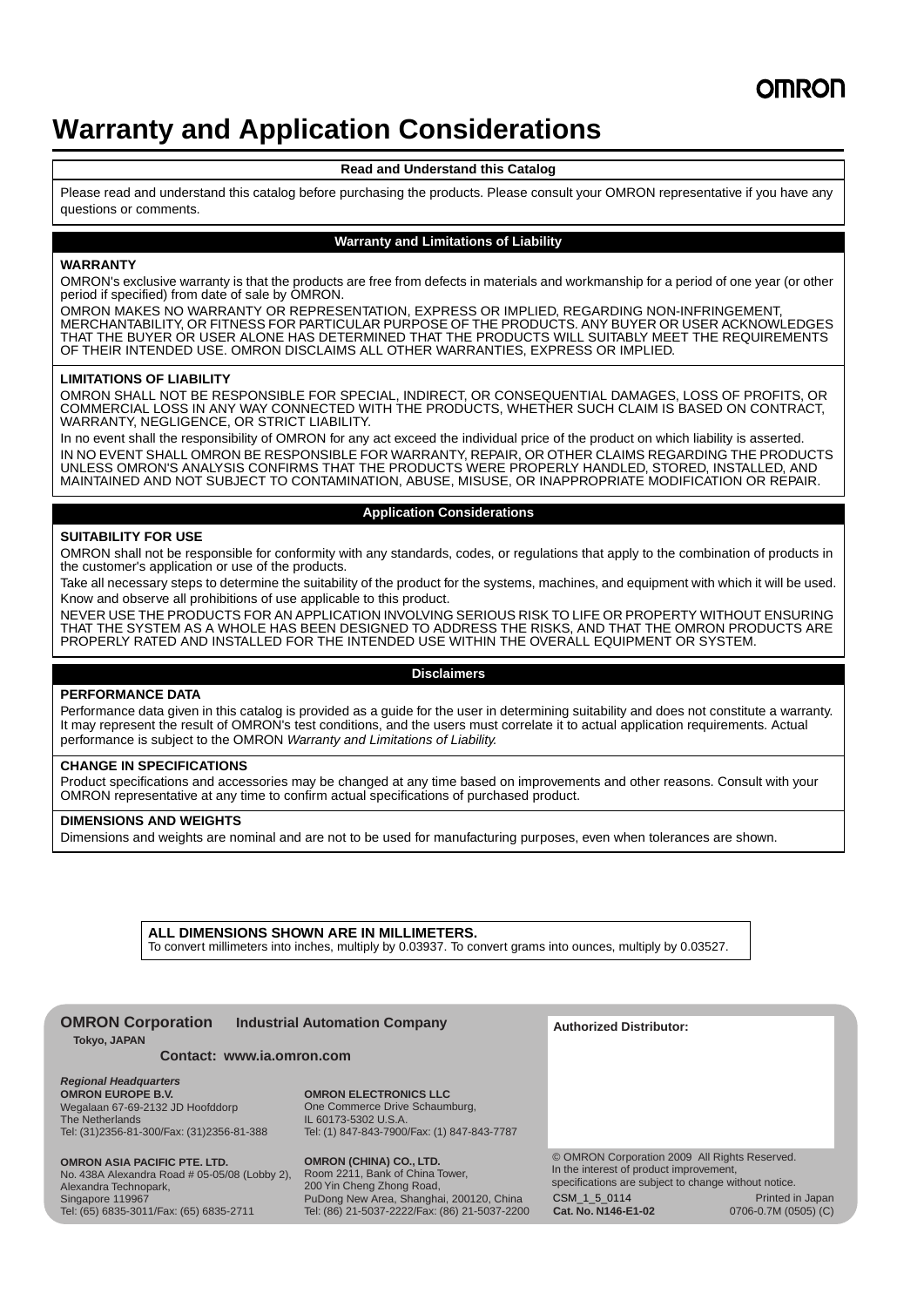OMRON

# Warranty and Application Considerations

## Read and Understand this Catalog

Please read and understand this catalog before purchasing the products. Please consult your OMRON representative if you have any questions or comments.

## Warranty and Limitations of Liability

**WARRANTY**

OMRON's exclusive warranty is that the products are free from defects in materials and workmanship for a period of one year (or other period if specified) from date of sale by OMRON.

OMRON MAKES NO WARRANTY OR REPRESENTATION, EXPRESS OR IMPLIED, REGARDING NON-INFRINGEMENT, MERCHANTABILITY, OR FITNESS FOR PARTICULAR PURPOSE OF THE PRODUCTS. ANY BUYER OR USER ACKNOWLEDGES THAT THE BUYER OR USER ALONE HAS DETERMINED THAT THE PRODUCTS WILL SUITABLY MEET THE REQUIREMENTS OF THEIR INTENDED USE. OMRON DISCLAIMS ALL OTHER WARRANTIES, EXPRESS OR IMPLIED.

**LIMITATIONS OF LIABILITY**

OMRON SHALL NOT BE RESPONSIBLE FOR SPECIAL, INDIRECT, OR CONSEQUENTIAL DAMAGES, LOSS OF PROFITS, OR COMMERCIAL LOSS IN ANY WAY CONNECTED WITH THE PRODUCTS, WHETHER SUCH CLAIM IS BASED ON CONTRACT, WARRANTY, NEGLIGENCE, OR STRICT LIABILITY.

In no event shall the responsibility of OMRON for any act exceed the individual price of the product on which liability is asserted.

IN NO EVENT SHALL OMRON BE RESPONSIBLE FOR WARRANTY, REPAIR, OR OTHER CLAIMS REGARDING THE PRODUCTS UNLESS OMRON'S ANALYSIS CONFIRMS THAT THE PRODUCTS WERE PROPERLY HANDLED, STORED, INSTALLED, AND MAINTAINED AND NOT SUBJECT TO CONTAMINATION, ABUSE, MISUSE, OR INAPPROPRIATE MODIFICATION OR REPAIR.

## Application Considerations

**SUITABILITY FOR USE**

OMRON shall not be responsible for conformity with any standards, codes, or regulations that apply to the combination of products in the customer's application or use of the products.

Take all necessary steps to determine the suitability of the product for the systems, machines, and equipment with which it will be used.

Know and observe all prohibitions of use applicable to this product.

NEVER USE THE PRODUCTS FOR AN APPLICATION INVOLVING SERIOUS RISK TO LIFE OR PROPERTY WITHOUT ENSURING THAT THE SYSTEM AS A WHOLE HAS BEEN DESIGNED TO ADDRESS THE RISKS, AND THAT THE OMRON PRODUCTS ARE PROPERLY RATED AND INSTALLED FOR THE INTENDED USE WITHIN THE OVERALL EQUIPMENT OR SYSTEM.

## Disclaimers

**PERFORMANCE DATA**

Performance data given in this catalog is provided as a guide for the user in determining suitability and does not constitute a warranty. It may represent the result of OMRON's test conditions, and the users must correlate it to actual application requirements. Actual performance is subject to the OMRON *Warranty and Limitations of Liability.*

**CHANGE IN SPECIFICATIONS**

Product specifications and accessories may be changed at any time based on improvements and other reasons. Consult with your OMRON representative at any time to confirm actual specifications of purchased product.

**DIMENSIONS AND WEIGHTS**

Dimensions and weights are nominal and are not to be used for manufacturing purposes, even when tolerances are shown.

**ALL DIMENSIONS SHOWN ARE IN MILLIMETERS.**
To convert millimeters into inches, multiply by 0.03937. To convert grams into ounces, multiply by 0.03527.

**OMRON Corporation** **Industrial Automation Company**
**Tokyo, JAPAN**

**Contact: www.ia.omron.com**

***Regional Headquarters***

**OMRON EUROPE B.V.**
Wegalaan 67-69-2132 JD Hoofddorp
The Netherlands
Tel: (31)2356-81-300/Fax: (31)2356-81-388

**OMRON ELECTRONICS LLC**
One Commerce Drive Schaumburg,
IL 60173-5302 U.S.A.
Tel: (1) 847-843-7900/Fax: (1) 847-843-7787

**OMRON ASIA PACIFIC PTE. LTD.**
No. 438A Alexandra Road # 05-05/08 (Lobby 2),
Alexandra Technopark,
Singapore 119967
Tel: (65) 6835-3011/Fax: (65) 6835-2711

**OMRON (CHINA) CO., LTD.**
Room 2211, Bank of China Tower,
200 Yin Cheng Zhong Road,
PuDong New Area, Shanghai, 200120, China
Tel: (86) 21-5037-2222/Fax: (86) 21-5037-2200

**Authorized Distributor:**

© OMRON Corporation 2009 All Rights Reserved.
In the interest of product improvement,
specifications are subject to change without notice.

CSM_1_5_0114 Printed in Japan
**Cat. No. N146-E1-02** 0706-0.7M (0505) (C)